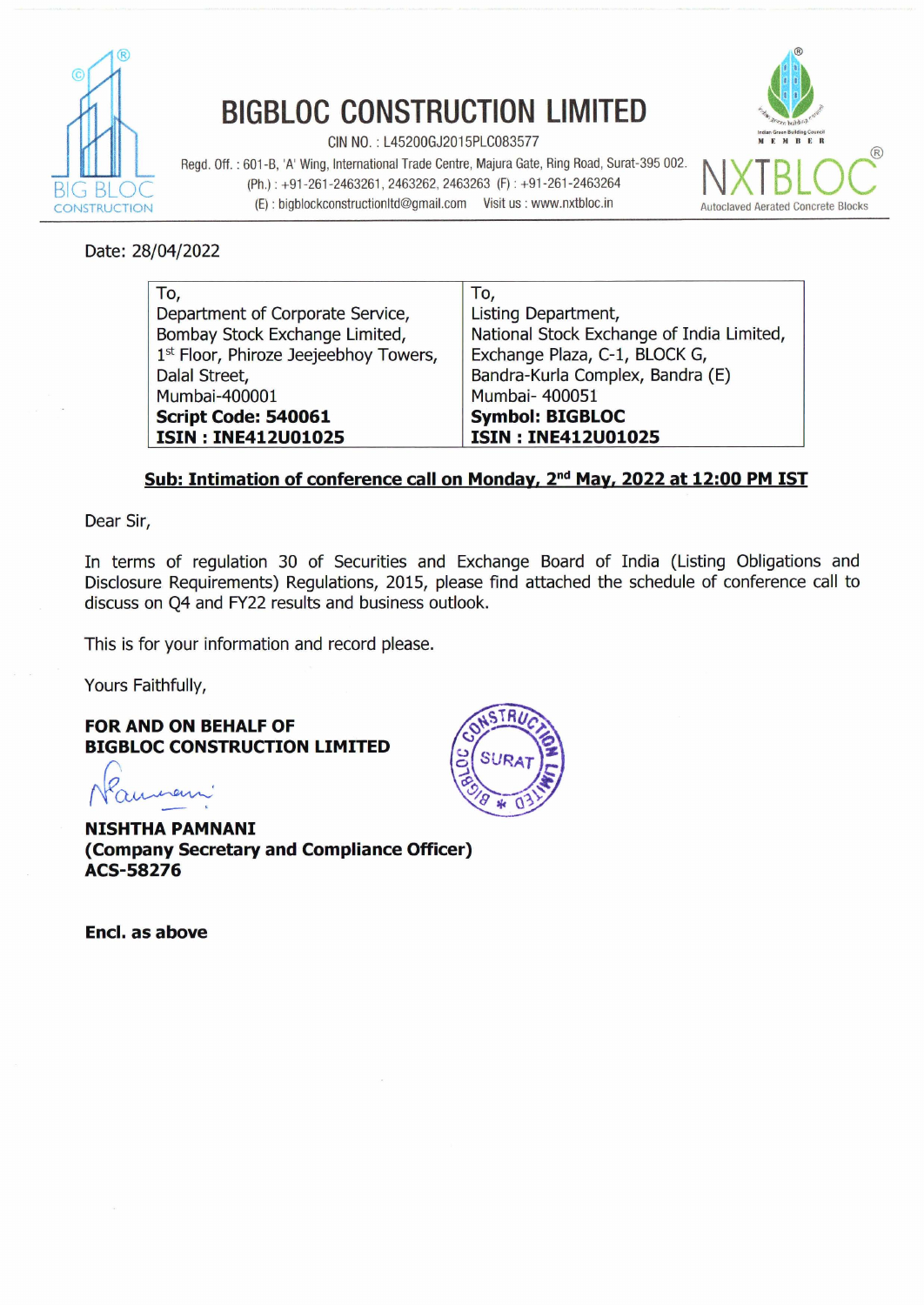# BIGBLOC CONSTRUCTION LIMITED

CIN NO. : L45200GJ2015PLC083577

Regd. Off. : 601-B, 'A' Wing, International Trade Centre, Majura Gate, Ring Road, Surat-395 002.
(Ph.) : +91-261-2463261, 2463262, 2463263 (F) : +91-261-2463264
(E) : bigblockconstructionltd@gmail.com Visit us : www.nxtbloc.in

NXTBLOC — Autoclaved Aerated Concrete Blocks

Date: 28/04/2022

| To,<br>Department of Corporate Service,<br>Bombay Stock Exchange Limited,<br>1st Floor, Phiroze Jeejeebhoy Towers,<br>Dalal Street,<br>Mumbai-400001<br>**Script Code: 540061**<br>**ISIN : INE412U01025** | To,<br>Listing Department,<br>National Stock Exchange of India Limited,<br>Exchange Plaza, C-1, BLOCK G,<br>Bandra-Kurla Complex, Bandra (E)<br>Mumbai- 400051<br>**Symbol: BIGBLOC**<br>**ISIN : INE412U01025** |
|---|---|

**Sub: Intimation of conference call on Monday, 2nd May, 2022 at 12:00 PM IST**

Dear Sir,

In terms of regulation 30 of Securities and Exchange Board of India (Listing Obligations and Disclosure Requirements) Regulations, 2015, please find attached the schedule of conference call to discuss on Q4 and FY22 results and business outlook.

This is for your information and record please.

Yours Faithfully,

**FOR AND ON BEHALF OF**
**BIGBLOC CONSTRUCTION LIMITED**

**NISHTHA PAMNANI**
**(Company Secretary and Compliance Officer)**
**ACS-58276**

**Encl. as above**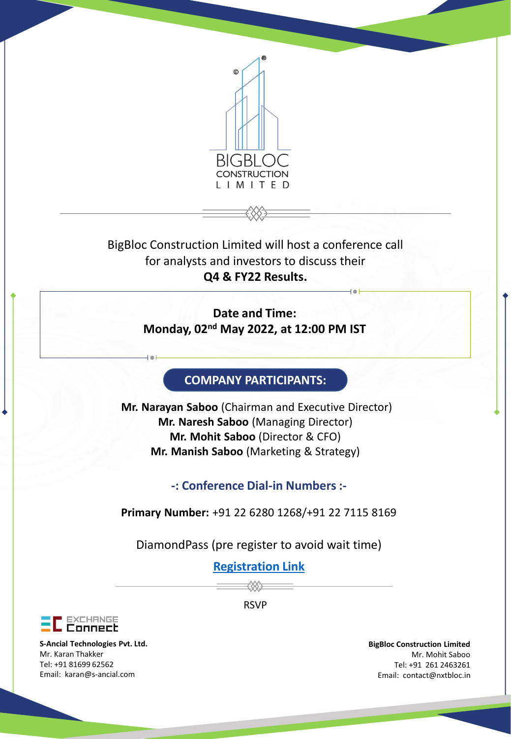BIGBLOC CONSTRUCTION LIMITED

BigBloc Construction Limited will host a conference call for analysts and investors to discuss their
**Q4 & FY22 Results.**

**Date and Time:**
**Monday, 02nd May 2022, at 12:00 PM IST**

## COMPANY PARTICIPANTS:

**Mr. Narayan Saboo** (Chairman and Executive Director)
**Mr. Naresh Saboo** (Managing Director)
**Mr. Mohit Saboo** (Director & CFO)
**Mr. Manish Saboo** (Marketing & Strategy)

### -: Conference Dial-in Numbers :-

**Primary Number:** +91 22 6280 1268/+91 22 7115 8169

DiamondPass (pre register to avoid wait time)

**Registration Link**

RSVP

EXCHANGE Connect

**S-Ancial Technologies Pvt. Ltd.**
Mr. Karan Thakker
Tel: +91 81699 62562
Email: karan@s-ancial.com

**BigBloc Construction Limited**
Mr. Mohit Saboo
Tel: +91 261 2463261
Email: contact@nxtbloc.in